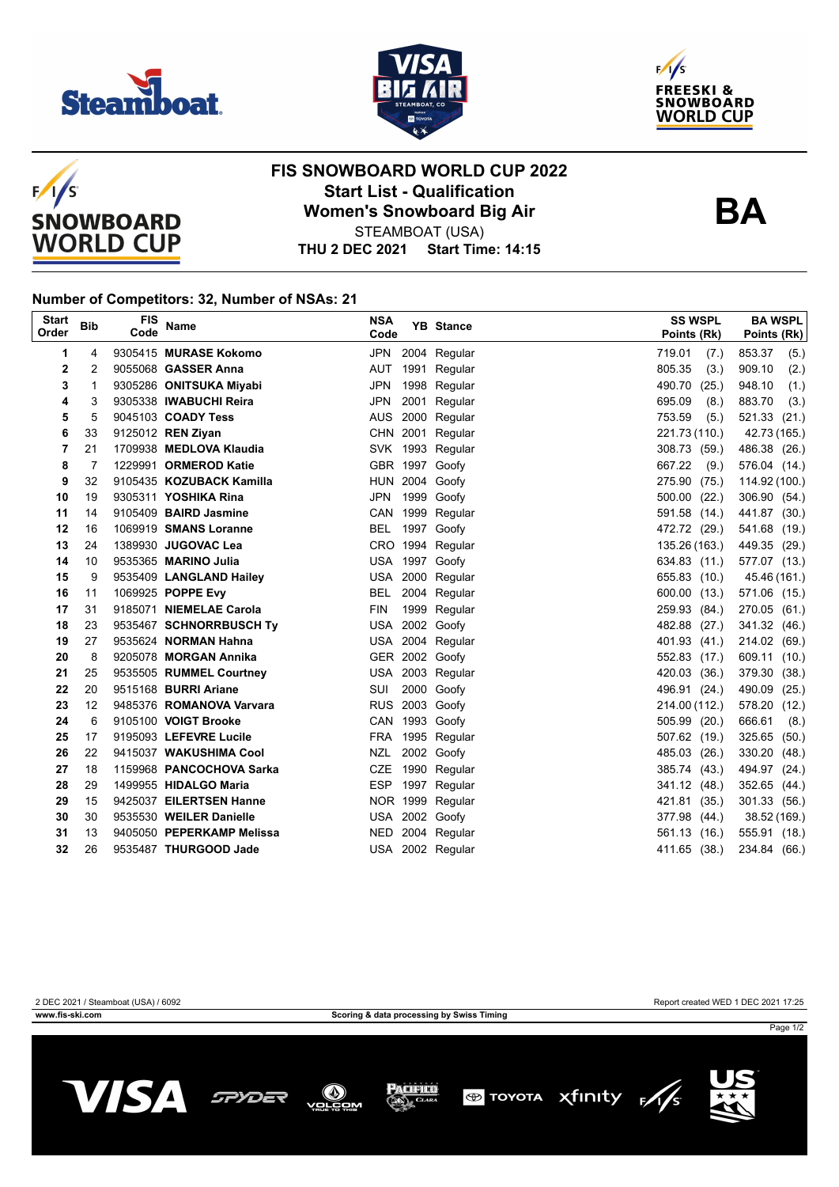# FIS SNOWBOARD WORLD CUP 2022

## Start List - Qualification

## Women's Snowboard Big Air

STEAMBOAT (USA)

**THU 2 DEC 2021 Start Time: 14:15**

**BA**

### Number of Competitors: 32, Number of NSAs: 21

| Start Order | Bib | FIS Code | Name | NSA Code | YB | Stance | SS WSPL Points (Rk) | BA WSPL Points (Rk) |
|---|---|---|---|---|---|---|---|---|
| 1 | 4 | 9305415 | **MURASE Kokomo** | JPN | 2004 | Regular | 719.01 (7.) | 853.37 (5.) |
| 2 | 2 | 9055068 | **GASSER Anna** | AUT | 1991 | Regular | 805.35 (3.) | 909.10 (2.) |
| 3 | 1 | 9305286 | **ONITSUKA Miyabi** | JPN | 1998 | Regular | 490.70 (25.) | 948.10 (1.) |
| 4 | 3 | 9305338 | **IWABUCHI Reira** | JPN | 2001 | Regular | 695.09 (8.) | 883.70 (3.) |
| 5 | 5 | 9045103 | **COADY Tess** | AUS | 2000 | Regular | 753.59 (5.) | 521.33 (21.) |
| 6 | 33 | 9125012 | **REN Ziyan** | CHN | 2001 | Regular | 221.73 (110.) | 42.73 (165.) |
| 7 | 21 | 1709938 | **MEDLOVA Klaudia** | SVK | 1993 | Regular | 308.73 (59.) | 486.38 (26.) |
| 8 | 7 | 1229991 | **ORMEROD Katie** | GBR | 1997 | Goofy | 667.22 (9.) | 576.04 (14.) |
| 9 | 32 | 9105435 | **KOZUBACK Kamilla** | HUN | 2004 | Goofy | 275.90 (75.) | 114.92 (100.) |
| 10 | 19 | 9305311 | **YOSHIKA Rina** | JPN | 1999 | Goofy | 500.00 (22.) | 306.90 (54.) |
| 11 | 14 | 9105409 | **BAIRD Jasmine** | CAN | 1999 | Regular | 591.58 (14.) | 441.87 (30.) |
| 12 | 16 | 1069919 | **SMANS Loranne** | BEL | 1997 | Goofy | 472.72 (29.) | 541.68 (19.) |
| 13 | 24 | 1389930 | **JUGOVAC Lea** | CRO | 1994 | Regular | 135.26 (163.) | 449.35 (29.) |
| 14 | 10 | 9535365 | **MARINO Julia** | USA | 1997 | Goofy | 634.83 (11.) | 577.07 (13.) |
| 15 | 9 | 9535409 | **LANGLAND Hailey** | USA | 2000 | Regular | 655.83 (10.) | 45.46 (161.) |
| 16 | 11 | 1069925 | **POPPE Evy** | BEL | 2004 | Regular | 600.00 (13.) | 571.06 (15.) |
| 17 | 31 | 9185071 | **NIEMELAE Carola** | FIN | 1999 | Regular | 259.93 (84.) | 270.05 (61.) |
| 18 | 23 | 9535467 | **SCHNORRBUSCH Ty** | USA | 2002 | Goofy | 482.88 (27.) | 341.32 (46.) |
| 19 | 27 | 9535624 | **NORMAN Hahna** | USA | 2004 | Regular | 401.93 (41.) | 214.02 (69.) |
| 20 | 8 | 9205078 | **MORGAN Annika** | GER | 2002 | Goofy | 552.83 (17.) | 609.11 (10.) |
| 21 | 25 | 9535505 | **RUMMEL Courtney** | USA | 2003 | Regular | 420.03 (36.) | 379.30 (38.) |
| 22 | 20 | 9515168 | **BURRI Ariane** | SUI | 2000 | Goofy | 496.91 (24.) | 490.09 (25.) |
| 23 | 12 | 9485376 | **ROMANOVA Varvara** | RUS | 2003 | Goofy | 214.00 (112.) | 578.20 (12.) |
| 24 | 6 | 9105100 | **VOIGT Brooke** | CAN | 1993 | Goofy | 505.99 (20.) | 666.61 (8.) |
| 25 | 17 | 9195093 | **LEFEVRE Lucile** | FRA | 1995 | Regular | 507.62 (19.) | 325.65 (50.) |
| 26 | 22 | 9415037 | **WAKUSHIMA Cool** | NZL | 2002 | Goofy | 485.03 (26.) | 330.20 (48.) |
| 27 | 18 | 1159968 | **PANCOCHOVA Sarka** | CZE | 1990 | Regular | 385.74 (43.) | 494.97 (24.) |
| 28 | 29 | 1499955 | **HIDALGO Maria** | ESP | 1997 | Regular | 341.12 (48.) | 352.65 (44.) |
| 29 | 15 | 9425037 | **EILERTSEN Hanne** | NOR | 1999 | Regular | 421.81 (35.) | 301.33 (56.) |
| 30 | 30 | 9535530 | **WEILER Danielle** | USA | 2002 | Goofy | 377.98 (44.) | 38.52 (169.) |
| 31 | 13 | 9405050 | **PEPERKAMP Melissa** | NED | 2004 | Regular | 561.13 (16.) | 555.91 (18.) |
| 32 | 26 | 9535487 | **THURGOOD Jade** | USA | 2002 | Regular | 411.65 (38.) | 234.84 (66.) |

2 DEC 2021 / Steamboat (USA) / 6092

Report created WED 1 DEC 2021 17:25

www.fis-ski.com

Scoring & data processing by Swiss Timing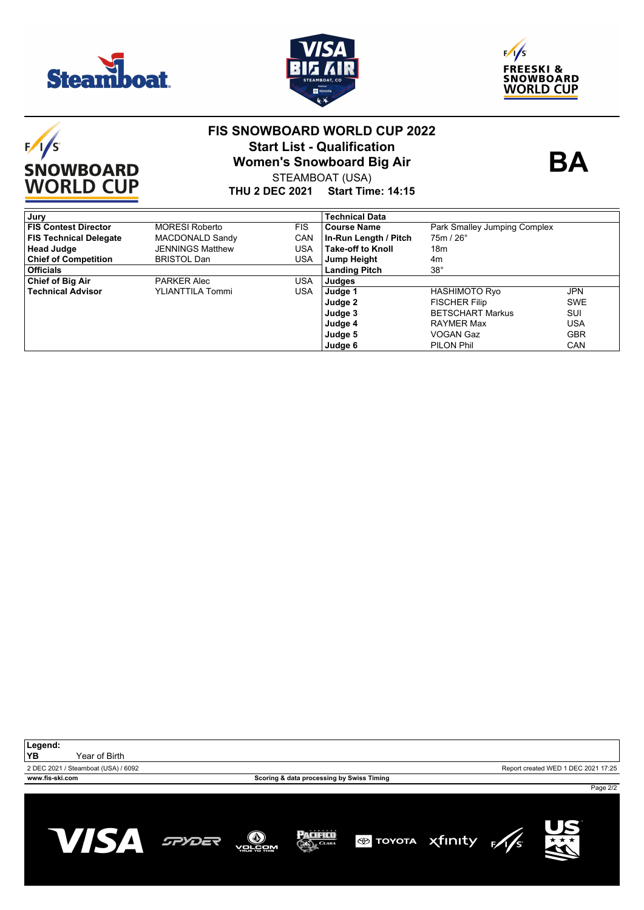# FIS SNOWBOARD WORLD CUP 2022

## Start List - Qualification

## Women's Snowboard Big Air

**BA**

STEAMBOAT (USA)

**THU 2 DEC 2021 Start Time: 14:15**

| Jury | | | Technical Data | | |
|---|---|---|---|---|---|
| **FIS Contest Director** | MORESI Roberto | FIS | **Course Name** | Park Smalley Jumping Complex | |
| **FIS Technical Delegate** | MACDONALD Sandy | CAN | **In-Run Length / Pitch** | 75m / 26° | |
| **Head Judge** | JENNINGS Matthew | USA | **Take-off to Knoll** | 18m | |
| **Chief of Competition** | BRISTOL Dan | USA | **Jump Height** | 4m | |
| **Officials** | | | **Landing Pitch** | 38° | |
| **Chief of Big Air** | PARKER Alec | USA | **Judges** | | |
| **Technical Advisor** | YLIANTTILA Tommi | USA | **Judge 1** | HASHIMOTO Ryo | JPN |
| | | | **Judge 2** | FISCHER Filip | SWE |
| | | | **Judge 3** | BETSCHART Markus | SUI |
| | | | **Judge 4** | RAYMER Max | USA |
| | | | **Judge 5** | VOGAN Gaz | GBR |
| | | | **Judge 6** | PILON Phil | CAN |

**Legend:**

**YB** Year of Birth

2 DEC 2021 / Steamboat (USA) / 6092

Report created WED 1 DEC 2021 17:25

www.fis-ski.com

Scoring & data processing by Swiss Timing